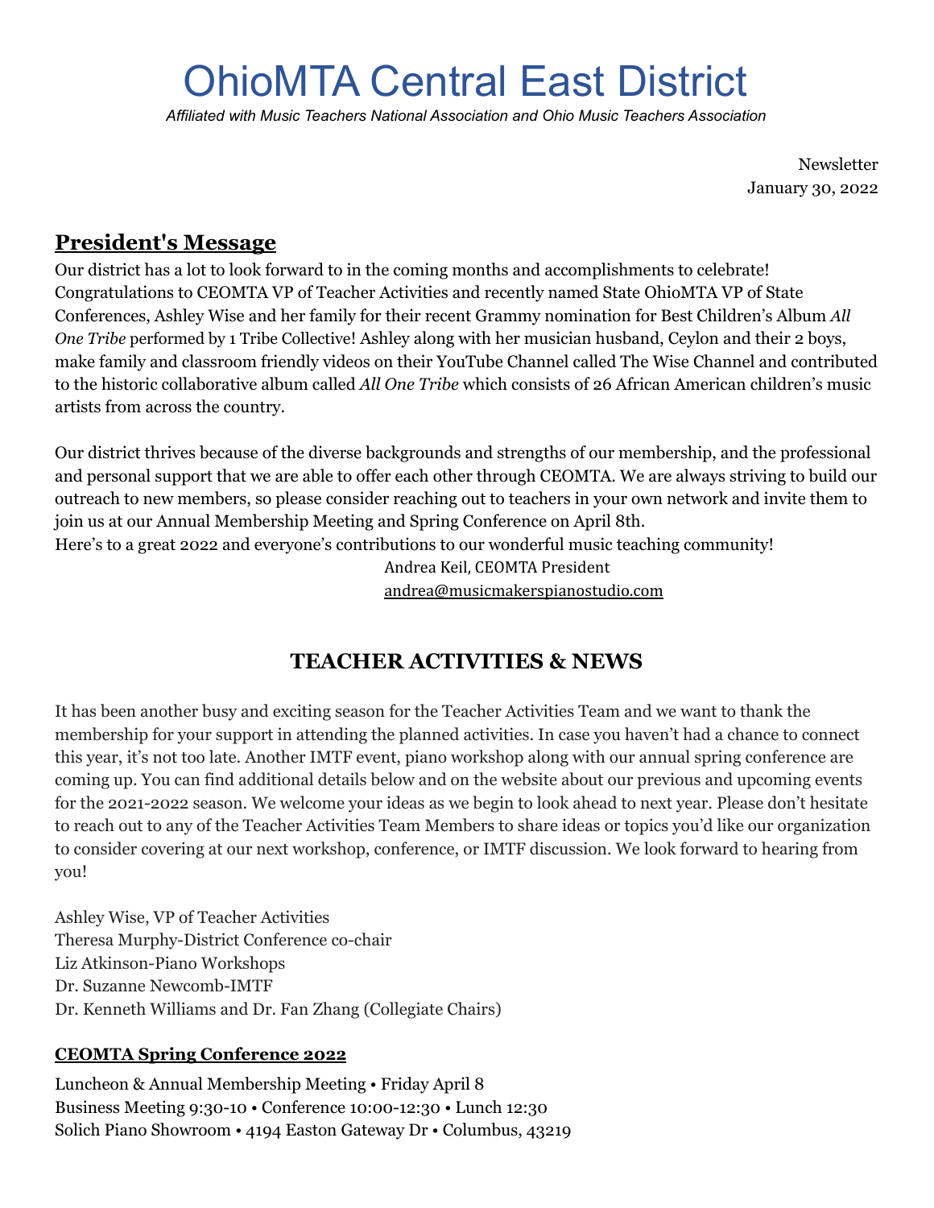# OhioMTA Central East District

*Affiliated with Music Teachers National Association and Ohio Music Teachers Association*

Newsletter
January 30, 2022

## President's Message

Our district has a lot to look forward to in the coming months and accomplishments to celebrate! Congratulations to CEOMTA VP of Teacher Activities and recently named State OhioMTA VP of State Conferences, Ashley Wise and her family for their recent Grammy nomination for Best Children's Album *All One Tribe* performed by 1 Tribe Collective! Ashley along with her musician husband, Ceylon and their 2 boys, make family and classroom friendly videos on their YouTube Channel called The Wise Channel and contributed to the historic collaborative album called *All One Tribe* which consists of 26 African American children's music artists from across the country.

Our district thrives because of the diverse backgrounds and strengths of our membership, and the professional and personal support that we are able to offer each other through CEOMTA. We are always striving to build our outreach to new members, so please consider reaching out to teachers in your own network and invite them to join us at our Annual Membership Meeting and Spring Conference on April 8th.
Here's to a great 2022 and everyone's contributions to our wonderful music teaching community!

Andrea Keil, CEOMTA President
andrea@musicmakerspianostudio.com

## TEACHER ACTIVITIES & NEWS

It has been another busy and exciting season for the Teacher Activities Team and we want to thank the membership for your support in attending the planned activities. In case you haven't had a chance to connect this year, it's not too late. Another IMTF event, piano workshop along with our annual spring conference are coming up. You can find additional details below and on the website about our previous and upcoming events for the 2021-2022 season. We welcome your ideas as we begin to look ahead to next year. Please don't hesitate to reach out to any of the Teacher Activities Team Members to share ideas or topics you'd like our organization to consider covering at our next workshop, conference, or IMTF discussion. We look forward to hearing from you!

Ashley Wise, VP of Teacher Activities
Theresa Murphy-District Conference co-chair
Liz Atkinson-Piano Workshops
Dr. Suzanne Newcomb-IMTF
Dr. Kenneth Williams and Dr. Fan Zhang (Collegiate Chairs)

### CEOMTA Spring Conference 2022

Luncheon & Annual Membership Meeting • Friday April 8
Business Meeting 9:30-10 • Conference 10:00-12:30 • Lunch 12:30
Solich Piano Showroom • 4194 Easton Gateway Dr • Columbus, 43219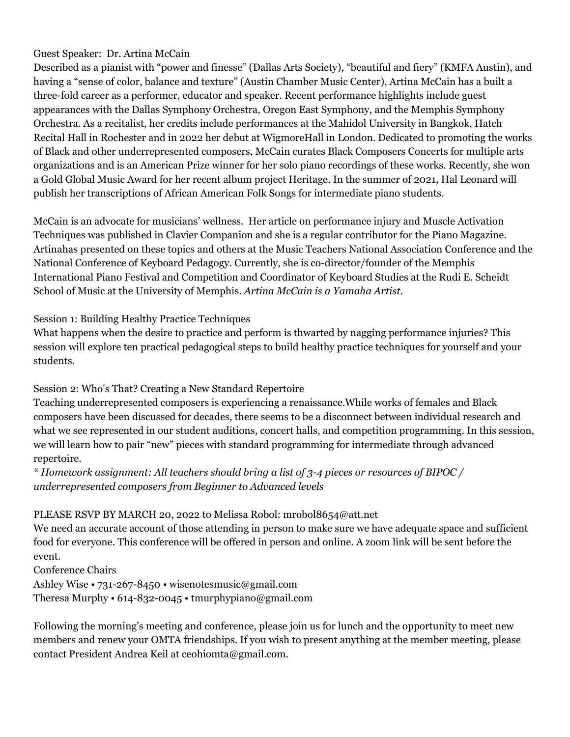Guest Speaker: Dr. Artina McCain

Described as a pianist with "power and finesse" (Dallas Arts Society), "beautiful and fiery" (KMFA Austin), and having a "sense of color, balance and texture" (Austin Chamber Music Center), Artina McCain has a built a three-fold career as a performer, educator and speaker. Recent performance highlights include guest appearances with the Dallas Symphony Orchestra, Oregon East Symphony, and the Memphis Symphony Orchestra. As a recitalist, her credits include performances at the Mahidol University in Bangkok, Hatch Recital Hall in Rochester and in 2022 her debut at WigmoreHall in London. Dedicated to promoting the works of Black and other underrepresented composers, McCain curates Black Composers Concerts for multiple arts organizations and is an American Prize winner for her solo piano recordings of these works. Recently, she won a Gold Global Music Award for her recent album project Heritage. In the summer of 2021, Hal Leonard will publish her transcriptions of African American Folk Songs for intermediate piano students.

McCain is an advocate for musicians' wellness. Her article on performance injury and Muscle Activation Techniques was published in Clavier Companion and she is a regular contributor for the Piano Magazine. Artinahas presented on these topics and others at the Music Teachers National Association Conference and the National Conference of Keyboard Pedagogy. Currently, she is co-director/founder of the Memphis International Piano Festival and Competition and Coordinator of Keyboard Studies at the Rudi E. Scheidt School of Music at the University of Memphis. *Artina McCain is a Yamaha Artist.*

Session 1: Building Healthy Practice Techniques

What happens when the desire to practice and perform is thwarted by nagging performance injuries? This session will explore ten practical pedagogical steps to build healthy practice techniques for yourself and your students.

Session 2: Who's That? Creating a New Standard Repertoire

Teaching underrepresented composers is experiencing a renaissance.While works of females and Black composers have been discussed for decades, there seems to be a disconnect between individual research and what we see represented in our student auditions, concert halls, and competition programming. In this session, we will learn how to pair "new" pieces with standard programming for intermediate through advanced repertoire.

*\* Homework assignment: All teachers should bring a list of 3-4 pieces or resources of BIPOC / underrepresented composers from Beginner to Advanced levels*

PLEASE RSVP BY MARCH 20, 2022 to Melissa Robol: mrobol8654@att.net

We need an accurate account of those attending in person to make sure we have adequate space and sufficient food for everyone. This conference will be offered in person and online. A zoom link will be sent before the event.

Conference Chairs

Ashley Wise • 731-267-8450 • wisenotesmusic@gmail.com

Theresa Murphy • 614-832-0045 • tmurphypiano@gmail.com

Following the morning's meeting and conference, please join us for lunch and the opportunity to meet new members and renew your OMTA friendships. If you wish to present anything at the member meeting, please contact President Andrea Keil at ceohiomta@gmail.com.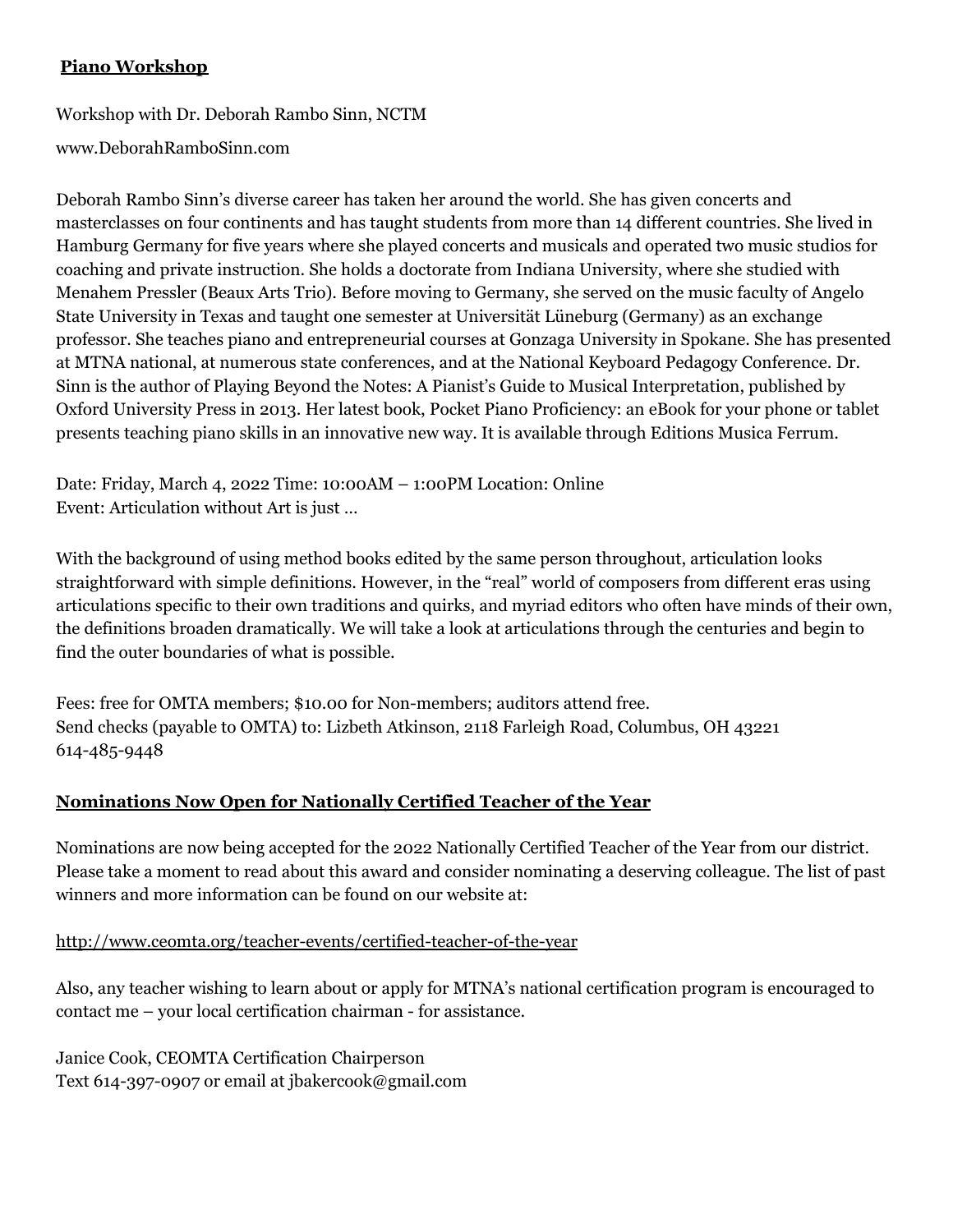## **Piano Workshop**

Workshop with Dr. Deborah Rambo Sinn, NCTM

www.DeborahRamboSinn.com

Deborah Rambo Sinn's diverse career has taken her around the world. She has given concerts and masterclasses on four continents and has taught students from more than 14 different countries. She lived in Hamburg Germany for five years where she played concerts and musicals and operated two music studios for coaching and private instruction. She holds a doctorate from Indiana University, where she studied with Menahem Pressler (Beaux Arts Trio). Before moving to Germany, she served on the music faculty of Angelo State University in Texas and taught one semester at Universität Lüneburg (Germany) as an exchange professor. She teaches piano and entrepreneurial courses at Gonzaga University in Spokane. She has presented at MTNA national, at numerous state conferences, and at the National Keyboard Pedagogy Conference. Dr. Sinn is the author of Playing Beyond the Notes: A Pianist's Guide to Musical Interpretation, published by Oxford University Press in 2013. Her latest book, Pocket Piano Proficiency: an eBook for your phone or tablet presents teaching piano skills in an innovative new way. It is available through Editions Musica Ferrum.

Date: Friday, March 4, 2022 Time: 10:00AM – 1:00PM Location: Online
Event: Articulation without Art is just …

With the background of using method books edited by the same person throughout, articulation looks straightforward with simple definitions. However, in the "real" world of composers from different eras using articulations specific to their own traditions and quirks, and myriad editors who often have minds of their own, the definitions broaden dramatically. We will take a look at articulations through the centuries and begin to find the outer boundaries of what is possible.

Fees: free for OMTA members; $10.00 for Non-members; auditors attend free.
Send checks (payable to OMTA) to: Lizbeth Atkinson, 2118 Farleigh Road, Columbus, OH 43221
614-485-9448

## **Nominations Now Open for Nationally Certified Teacher of the Year**

Nominations are now being accepted for the 2022 Nationally Certified Teacher of the Year from our district. Please take a moment to read about this award and consider nominating a deserving colleague. The list of past winners and more information can be found on our website at:

http://www.ceomta.org/teacher-events/certified-teacher-of-the-year

Also, any teacher wishing to learn about or apply for MTNA's national certification program is encouraged to contact me – your local certification chairman - for assistance.

Janice Cook, CEOMTA Certification Chairperson
Text 614-397-0907 or email at jbakercook@gmail.com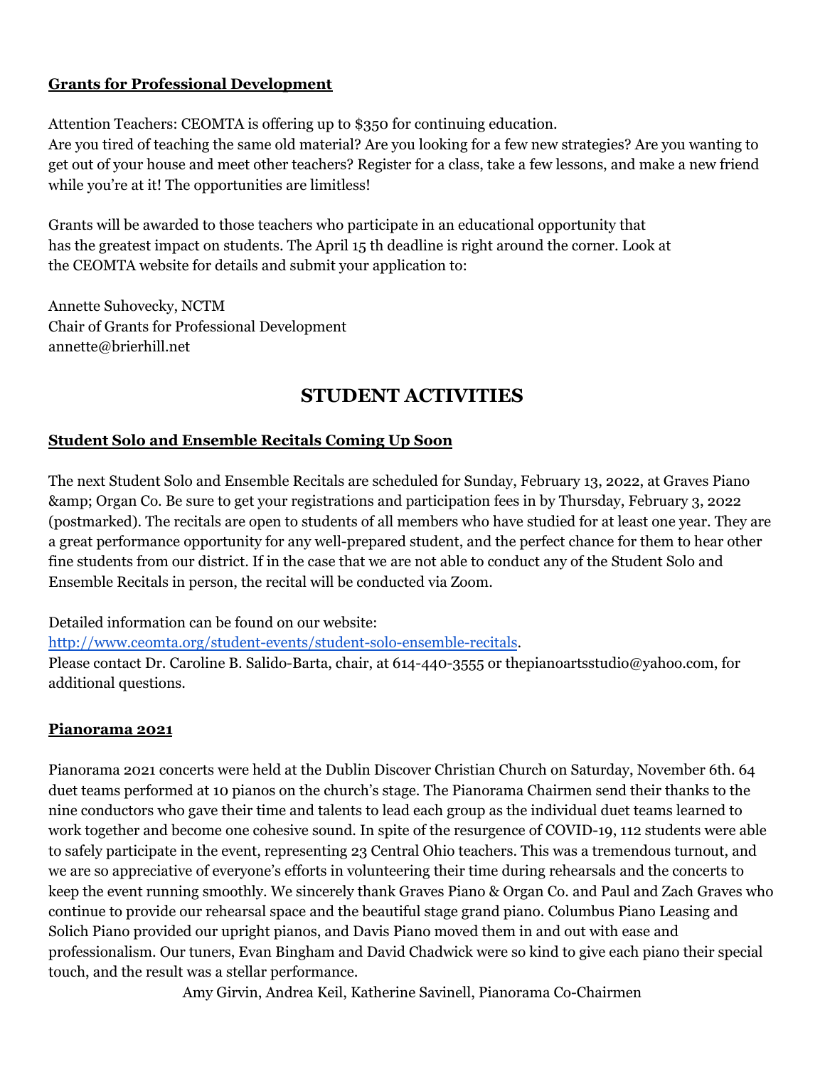**Grants for Professional Development**

Attention Teachers: CEOMTA is offering up to $350 for continuing education.
Are you tired of teaching the same old material? Are you looking for a few new strategies? Are you wanting to get out of your house and meet other teachers? Register for a class, take a few lessons, and make a new friend while you're at it! The opportunities are limitless!

Grants will be awarded to those teachers who participate in an educational opportunity that has the greatest impact on students. The April 15 th deadline is right around the corner. Look at the CEOMTA website for details and submit your application to:

Annette Suhovecky, NCTM
Chair of Grants for Professional Development
annette@brierhill.net

## STUDENT ACTIVITIES

**Student Solo and Ensemble Recitals Coming Up Soon**

The next Student Solo and Ensemble Recitals are scheduled for Sunday, February 13, 2022, at Graves Piano &amp; Organ Co. Be sure to get your registrations and participation fees in by Thursday, February 3, 2022 (postmarked). The recitals are open to students of all members who have studied for at least one year. They are a great performance opportunity for any well-prepared student, and the perfect chance for them to hear other fine students from our district. If in the case that we are not able to conduct any of the Student Solo and Ensemble Recitals in person, the recital will be conducted via Zoom.

Detailed information can be found on our website:
[http://www.ceomta.org/student-events/student-solo-ensemble-recitals](http://www.ceomta.org/student-events/student-solo-ensemble-recitals).
Please contact Dr. Caroline B. Salido-Barta, chair, at 614-440-3555 or thepianoartsstudio@yahoo.com, for additional questions.

**Pianorama 2021**

Pianorama 2021 concerts were held at the Dublin Discover Christian Church on Saturday, November 6th. 64 duet teams performed at 10 pianos on the church's stage. The Pianorama Chairmen send their thanks to the nine conductors who gave their time and talents to lead each group as the individual duet teams learned to work together and become one cohesive sound. In spite of the resurgence of COVID-19, 112 students were able to safely participate in the event, representing 23 Central Ohio teachers. This was a tremendous turnout, and we are so appreciative of everyone's efforts in volunteering their time during rehearsals and the concerts to keep the event running smoothly. We sincerely thank Graves Piano & Organ Co. and Paul and Zach Graves who continue to provide our rehearsal space and the beautiful stage grand piano. Columbus Piano Leasing and Solich Piano provided our upright pianos, and Davis Piano moved them in and out with ease and professionalism. Our tuners, Evan Bingham and David Chadwick were so kind to give each piano their special touch, and the result was a stellar performance.

Amy Girvin, Andrea Keil, Katherine Savinell, Pianorama Co-Chairmen